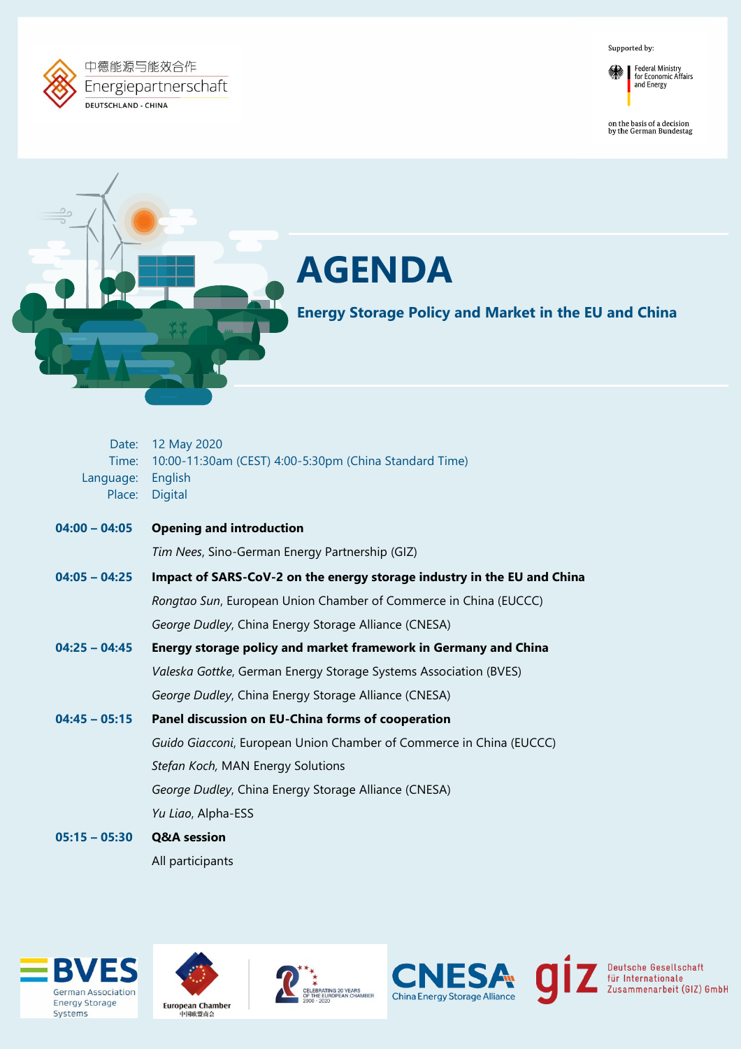中德能源与能效合作
Energiepartnerschaft
DEUTSCHLAND - CHINA

Supported by:

Federal Ministry for Economic Affairs and Energy

on the basis of a decision by the German Bundestag

# AGENDA

## Energy Storage Policy and Market in the EU and China

Date: 12 May 2020
Time: 10:00-11:30am (CEST) 4:00-5:30pm (China Standard Time)
Language: English
Place: Digital

**04:00 – 04:05** **Opening and introduction**

*Tim Nees*, Sino-German Energy Partnership (GIZ)

**04:05 – 04:25** **Impact of SARS-CoV-2 on the energy storage industry in the EU and China**

*Rongtao Sun*, European Union Chamber of Commerce in China (EUCCC)

*George Dudley*, China Energy Storage Alliance (CNESA)

**04:25 – 04:45** **Energy storage policy and market framework in Germany and China**

*Valeska Gottke*, German Energy Storage Systems Association (BVES)

*George Dudley*, China Energy Storage Alliance (CNESA)

**04:45 – 05:15** **Panel discussion on EU-China forms of cooperation**

*Guido Giacconi*, European Union Chamber of Commerce in China (EUCCC)

*Stefan Koch,* MAN Energy Solutions

*George Dudley*, China Energy Storage Alliance (CNESA)

*Yu Liao*, Alpha-ESS

**05:15 – 05:30** **Q&A session**

All participants

BVES German Association Energy Storage Systems

European Chamber 中国欧盟商会

Celebrating 20 Years of the European Chamber 2000 - 2020

CNESA China Energy Storage Alliance

giz Deutsche Gesellschaft für Internationale Zusammenarbeit (GIZ) GmbH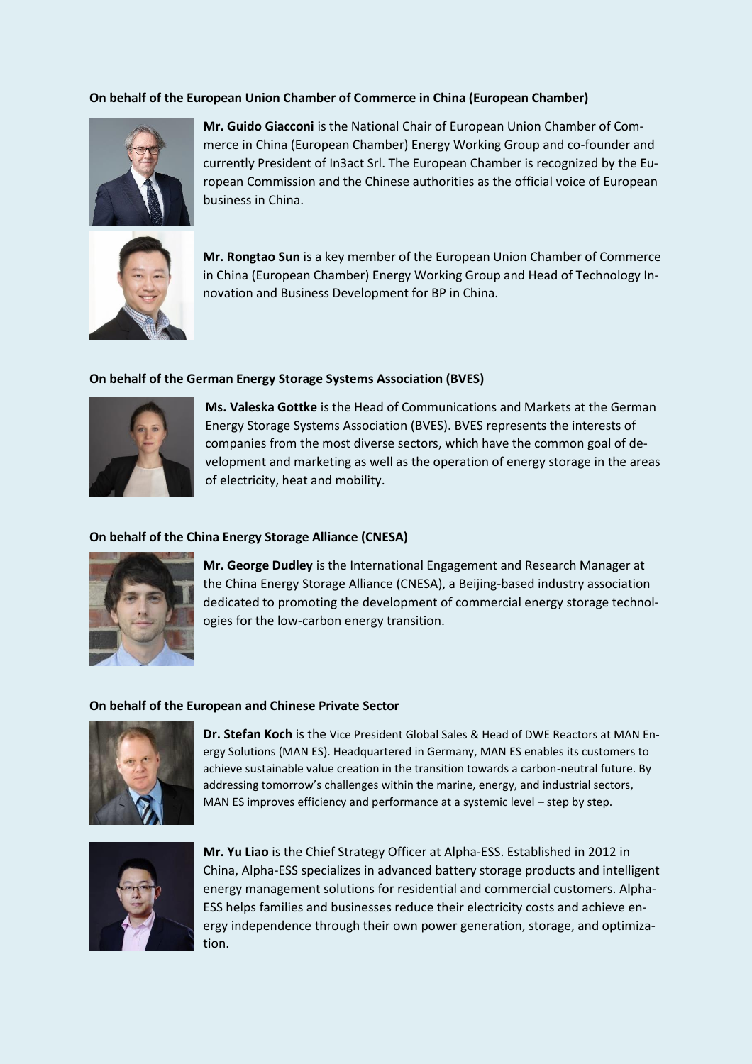**On behalf of the European Union Chamber of Commerce in China (European Chamber)**

**Mr. Guido Giacconi** is the National Chair of European Union Chamber of Commerce in China (European Chamber) Energy Working Group and co-founder and currently President of In3act Srl. The European Chamber is recognized by the European Commission and the Chinese authorities as the official voice of European business in China.

**Mr. Rongtao Sun** is a key member of the European Union Chamber of Commerce in China (European Chamber) Energy Working Group and Head of Technology Innovation and Business Development for BP in China.

**On behalf of the German Energy Storage Systems Association (BVES)**

**Ms. Valeska Gottke** is the Head of Communications and Markets at the German Energy Storage Systems Association (BVES). BVES represents the interests of companies from the most diverse sectors, which have the common goal of development and marketing as well as the operation of energy storage in the areas of electricity, heat and mobility.

**On behalf of the China Energy Storage Alliance (CNESA)**

**Mr. George Dudley** is the International Engagement and Research Manager at the China Energy Storage Alliance (CNESA), a Beijing-based industry association dedicated to promoting the development of commercial energy storage technologies for the low-carbon energy transition.

**On behalf of the European and Chinese Private Sector**

**Dr. Stefan Koch** is the Vice President Global Sales & Head of DWE Reactors at MAN Energy Solutions (MAN ES). Headquartered in Germany, MAN ES enables its customers to achieve sustainable value creation in the transition towards a carbon-neutral future. By addressing tomorrow's challenges within the marine, energy, and industrial sectors, MAN ES improves efficiency and performance at a systemic level – step by step.

**Mr. Yu Liao** is the Chief Strategy Officer at Alpha-ESS. Established in 2012 in China, Alpha-ESS specializes in advanced battery storage products and intelligent energy management solutions for residential and commercial customers. Alpha-ESS helps families and businesses reduce their electricity costs and achieve energy independence through their own power generation, storage, and optimization.